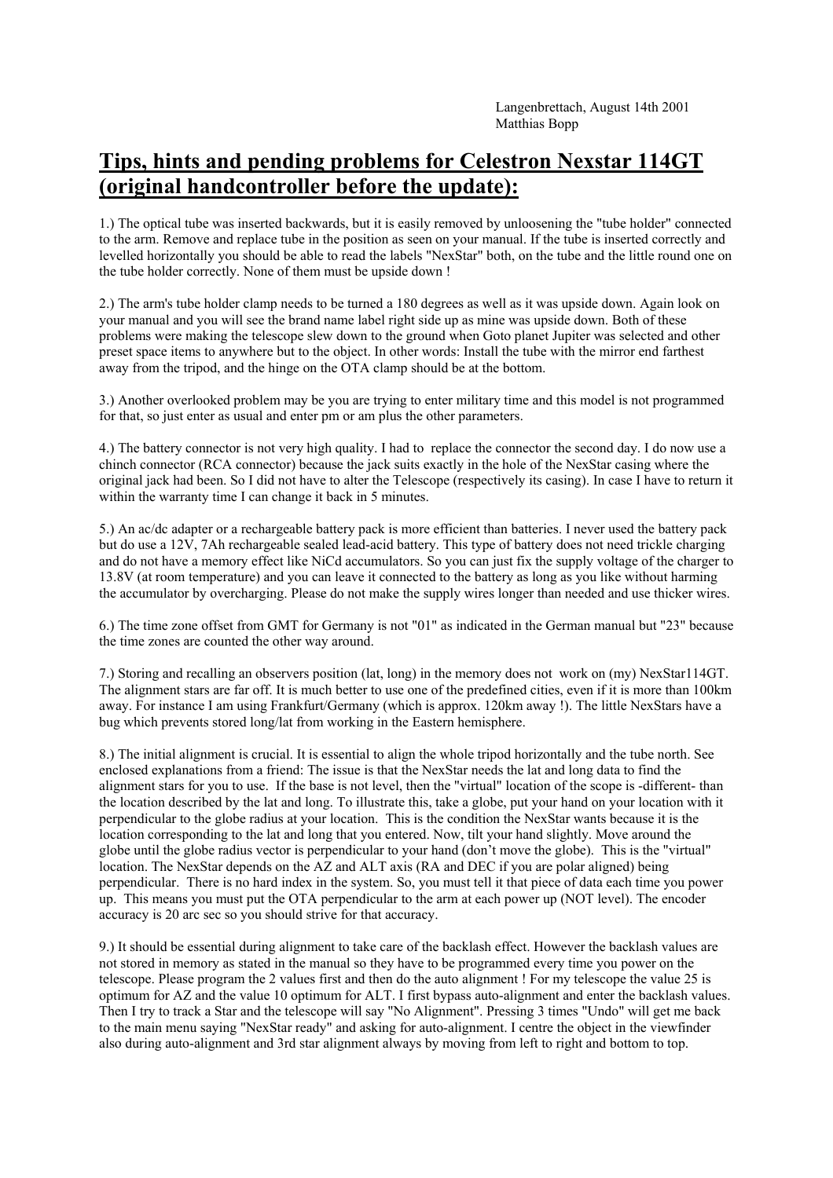Langenbrettach, August 14th 2001
Matthias Bopp

# Tips, hints and pending problems for Celestron Nexstar 114GT (original handcontroller before the update):

1.) The optical tube was inserted backwards, but it is easily removed by unloosening the "tube holder" connected to the arm. Remove and replace tube in the position as seen on your manual. If the tube is inserted correctly and levelled horizontally you should be able to read the labels "NexStar" both, on the tube and the little round one on the tube holder correctly. None of them must be upside down !

2.) The arm's tube holder clamp needs to be turned a 180 degrees as well as it was upside down. Again look on your manual and you will see the brand name label right side up as mine was upside down. Both of these problems were making the telescope slew down to the ground when Goto planet Jupiter was selected and other preset space items to anywhere but to the object. In other words: Install the tube with the mirror end farthest away from the tripod, and the hinge on the OTA clamp should be at the bottom.

3.) Another overlooked problem may be you are trying to enter military time and this model is not programmed for that, so just enter as usual and enter pm or am plus the other parameters.

4.) The battery connector is not very high quality. I had to replace the connector the second day. I do now use a chinch connector (RCA connector) because the jack suits exactly in the hole of the NexStar casing where the original jack had been. So I did not have to alter the Telescope (respectively its casing). In case I have to return it within the warranty time I can change it back in 5 minutes.

5.) An ac/dc adapter or a rechargeable battery pack is more efficient than batteries. I never used the battery pack but do use a 12V, 7Ah rechargeable sealed lead-acid battery. This type of battery does not need trickle charging and do not have a memory effect like NiCd accumulators. So you can just fix the supply voltage of the charger to 13.8V (at room temperature) and you can leave it connected to the battery as long as you like without harming the accumulator by overcharging. Please do not make the supply wires longer than needed and use thicker wires.

6.) The time zone offset from GMT for Germany is not "01" as indicated in the German manual but "23" because the time zones are counted the other way around.

7.) Storing and recalling an observers position (lat, long) in the memory does not work on (my) NexStar114GT. The alignment stars are far off. It is much better to use one of the predefined cities, even if it is more than 100km away. For instance I am using Frankfurt/Germany (which is approx. 120km away !). The little NexStars have a bug which prevents stored long/lat from working in the Eastern hemisphere.

8.) The initial alignment is crucial. It is essential to align the whole tripod horizontally and the tube north. See enclosed explanations from a friend: The issue is that the NexStar needs the lat and long data to find the alignment stars for you to use. If the base is not level, then the "virtual" location of the scope is -different- than the location described by the lat and long. To illustrate this, take a globe, put your hand on your location with it perpendicular to the globe radius at your location. This is the condition the NexStar wants because it is the location corresponding to the lat and long that you entered. Now, tilt your hand slightly. Move around the globe until the globe radius vector is perpendicular to your hand (don't move the globe). This is the "virtual" location. The NexStar depends on the AZ and ALT axis (RA and DEC if you are polar aligned) being perpendicular. There is no hard index in the system. So, you must tell it that piece of data each time you power up. This means you must put the OTA perpendicular to the arm at each power up (NOT level). The encoder accuracy is 20 arc sec so you should strive for that accuracy.

9.) It should be essential during alignment to take care of the backlash effect. However the backlash values are not stored in memory as stated in the manual so they have to be programmed every time you power on the telescope. Please program the 2 values first and then do the auto alignment ! For my telescope the value 25 is optimum for AZ and the value 10 optimum for ALT. I first bypass auto-alignment and enter the backlash values. Then I try to track a Star and the telescope will say "No Alignment". Pressing 3 times "Undo" will get me back to the main menu saying "NexStar ready" and asking for auto-alignment. I centre the object in the viewfinder also during auto-alignment and 3rd star alignment always by moving from left to right and bottom to top.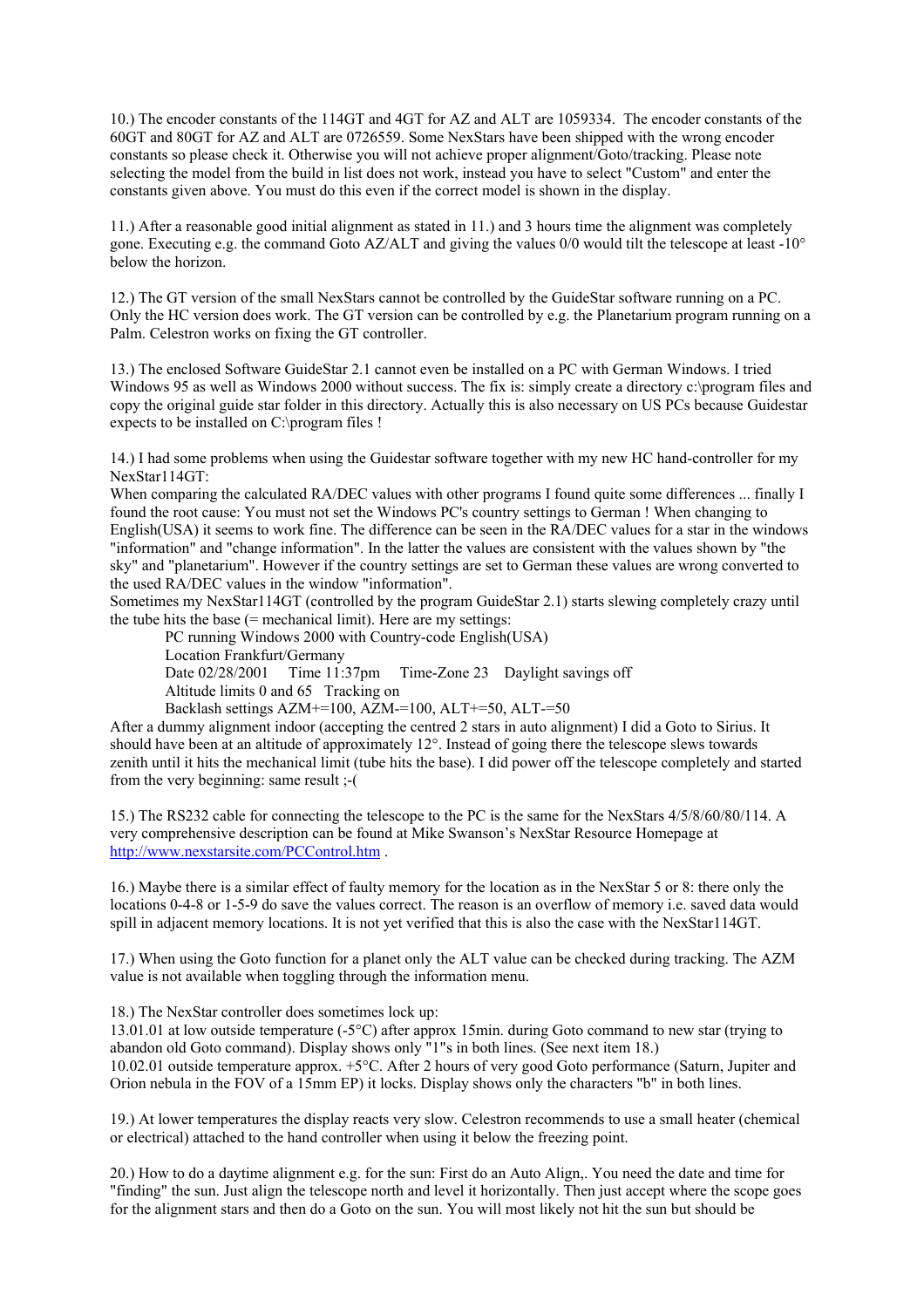10.) The encoder constants of the 114GT and 4GT for AZ and ALT are 1059334. The encoder constants of the 60GT and 80GT for AZ and ALT are 0726559. Some NexStars have been shipped with the wrong encoder constants so please check it. Otherwise you will not achieve proper alignment/Goto/tracking. Please note selecting the model from the build in list does not work, instead you have to select "Custom" and enter the constants given above. You must do this even if the correct model is shown in the display.

11.) After a reasonable good initial alignment as stated in 11.) and 3 hours time the alignment was completely gone. Executing e.g. the command Goto AZ/ALT and giving the values 0/0 would tilt the telescope at least -10° below the horizon.

12.) The GT version of the small NexStars cannot be controlled by the GuideStar software running on a PC. Only the HC version does work. The GT version can be controlled by e.g. the Planetarium program running on a Palm. Celestron works on fixing the GT controller.

13.) The enclosed Software GuideStar 2.1 cannot even be installed on a PC with German Windows. I tried Windows 95 as well as Windows 2000 without success. The fix is: simply create a directory c:\program files and copy the original guide star folder in this directory. Actually this is also necessary on US PCs because Guidestar expects to be installed on C:\program files !

14.) I had some problems when using the Guidestar software together with my new HC hand-controller for my NexStar114GT:
When comparing the calculated RA/DEC values with other programs I found quite some differences ... finally I found the root cause: You must not set the Windows PC's country settings to German ! When changing to English(USA) it seems to work fine. The difference can be seen in the RA/DEC values for a star in the windows "information" and "change information". In the latter the values are consistent with the values shown by "the sky" and "planetarium". However if the country settings are set to German these values are wrong converted to the used RA/DEC values in the window "information".
Sometimes my NexStar114GT (controlled by the program GuideStar 2.1) starts slewing completely crazy until the tube hits the base (= mechanical limit). Here are my settings:

PC running Windows 2000 with Country-code English(USA)
Location Frankfurt/Germany
Date 02/28/2001 Time 11:37pm Time-Zone 23 Daylight savings off
Altitude limits 0 and 65 Tracking on
Backlash settings AZM+=100, AZM-=100, ALT+=50, ALT-=50

After a dummy alignment indoor (accepting the centred 2 stars in auto alignment) I did a Goto to Sirius. It should have been at an altitude of approximately 12°. Instead of going there the telescope slews towards zenith until it hits the mechanical limit (tube hits the base). I did power off the telescope completely and started from the very beginning: same result ;-(

15.) The RS232 cable for connecting the telescope to the PC is the same for the NexStars 4/5/8/60/80/114. A very comprehensive description can be found at Mike Swanson's NexStar Resource Homepage at [http://www.nexstarsite.com/PCControl.htm](http://www.nexstarsite.com/PCControl.htm) .

16.) Maybe there is a similar effect of faulty memory for the location as in the NexStar 5 or 8: there only the locations 0-4-8 or 1-5-9 do save the values correct. The reason is an overflow of memory i.e. saved data would spill in adjacent memory locations. It is not yet verified that this is also the case with the NexStar114GT.

17.) When using the Goto function for a planet only the ALT value can be checked during tracking. The AZM value is not available when toggling through the information menu.

18.) The NexStar controller does sometimes lock up:
13.01.01 at low outside temperature (-5°C) after approx 15min. during Goto command to new star (trying to abandon old Goto command). Display shows only "1"s in both lines. (See next item 18.)
10.02.01 outside temperature approx. +5°C. After 2 hours of very good Goto performance (Saturn, Jupiter and Orion nebula in the FOV of a 15mm EP) it locks. Display shows only the characters "b" in both lines.

19.) At lower temperatures the display reacts very slow. Celestron recommends to use a small heater (chemical or electrical) attached to the hand controller when using it below the freezing point.

20.) How to do a daytime alignment e.g. for the sun: First do an Auto Align,. You need the date and time for "finding" the sun. Just align the telescope north and level it horizontally. Then just accept where the scope goes for the alignment stars and then do a Goto on the sun. You will most likely not hit the sun but should be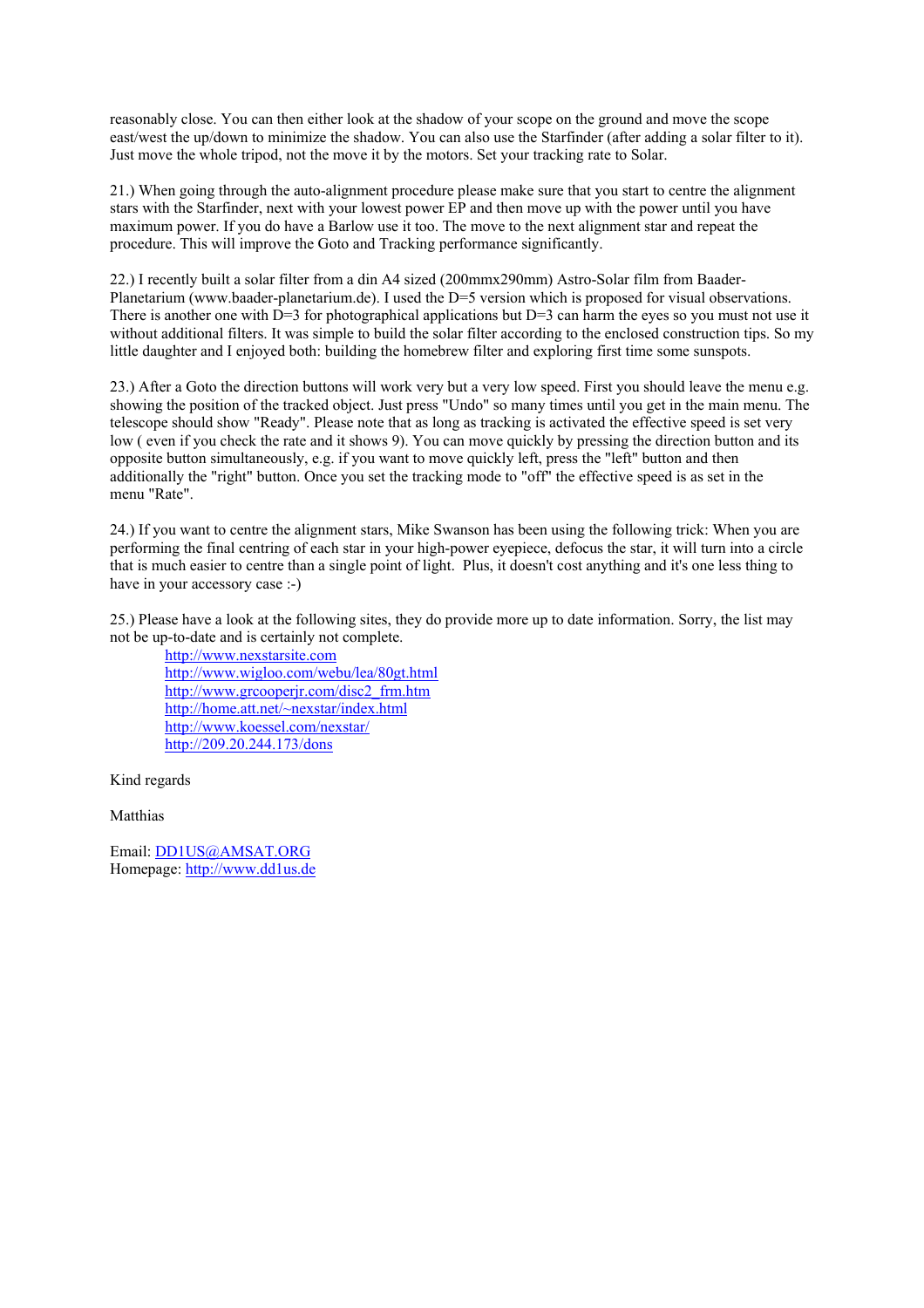reasonably close. You can then either look at the shadow of your scope on the ground and move the scope east/west the up/down to minimize the shadow. You can also use the Starfinder (after adding a solar filter to it). Just move the whole tripod, not the move it by the motors. Set your tracking rate to Solar.

21.) When going through the auto-alignment procedure please make sure that you start to centre the alignment stars with the Starfinder, next with your lowest power EP and then move up with the power until you have maximum power. If you do have a Barlow use it too. The move to the next alignment star and repeat the procedure. This will improve the Goto and Tracking performance significantly.

22.) I recently built a solar filter from a din A4 sized (200mmx290mm) Astro-Solar film from Baader-Planetarium (www.baader-planetarium.de). I used the D=5 version which is proposed for visual observations. There is another one with D=3 for photographical applications but D=3 can harm the eyes so you must not use it without additional filters. It was simple to build the solar filter according to the enclosed construction tips. So my little daughter and I enjoyed both: building the homebrew filter and exploring first time some sunspots.

23.) After a Goto the direction buttons will work very but a very low speed. First you should leave the menu e.g. showing the position of the tracked object. Just press "Undo" so many times until you get in the main menu. The telescope should show "Ready". Please note that as long as tracking is activated the effective speed is set very low ( even if you check the rate and it shows 9). You can move quickly by pressing the direction button and its opposite button simultaneously, e.g. if you want to move quickly left, press the "left" button and then additionally the "right" button. Once you set the tracking mode to "off" the effective speed is as set in the menu "Rate".

24.) If you want to centre the alignment stars, Mike Swanson has been using the following trick: When you are performing the final centring of each star in your high-power eyepiece, defocus the star, it will turn into a circle that is much easier to centre than a single point of light.  Plus, it doesn't cost anything and it's one less thing to have in your accessory case :-)

25.) Please have a look at the following sites, they do provide more up to date information. Sorry, the list may not be up-to-date and is certainly not complete.

- http://www.nexstarsite.com
- http://www.wigloo.com/webu/lea/80gt.html
- http://www.grcooperjr.com/disc2_frm.htm
- http://home.att.net/~nexstar/index.html
- http://www.koessel.com/nexstar/
- http://209.20.244.173/dons

Kind regards

Matthias

Email: DD1US@AMSAT.ORG
Homepage: http://www.dd1us.de